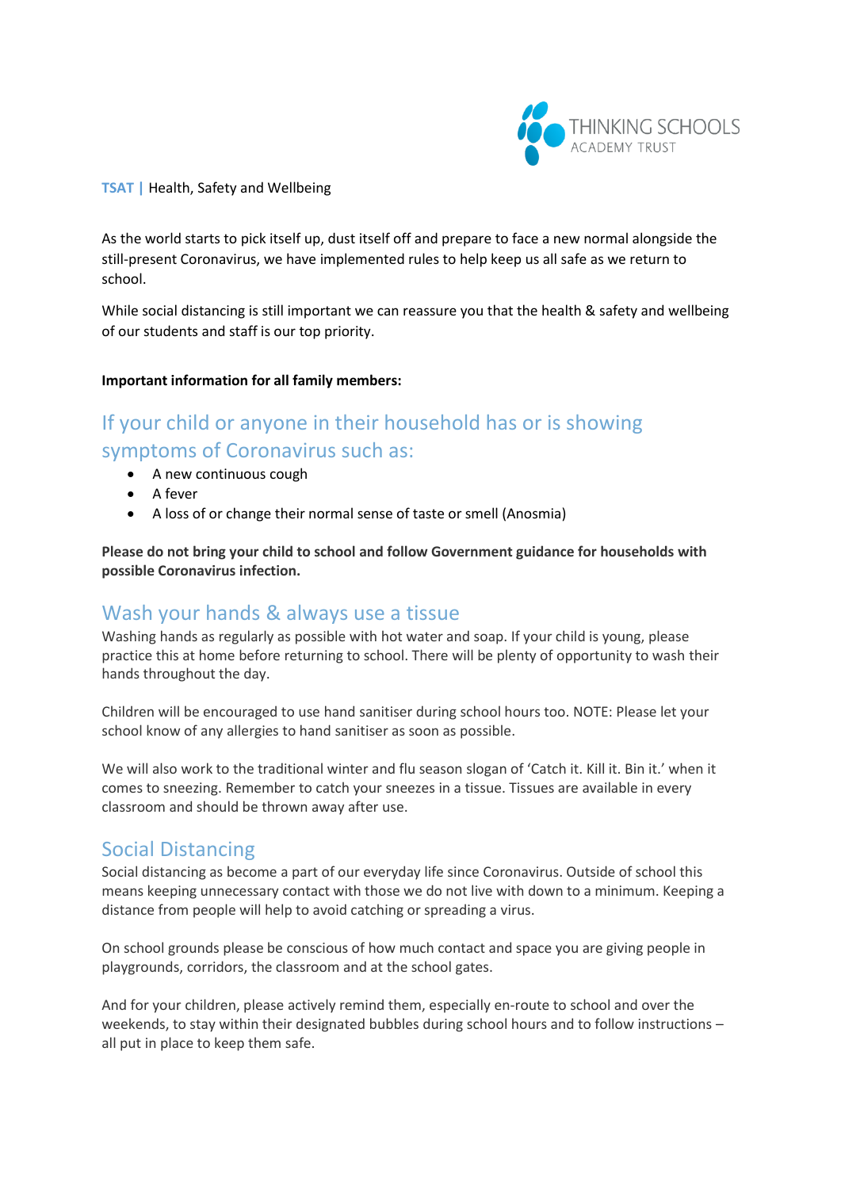THINKING SCHOOLS
ACADEMY TRUST

**TSAT |** Health, Safety and Wellbeing

As the world starts to pick itself up, dust itself off and prepare to face a new normal alongside the still-present Coronavirus, we have implemented rules to help keep us all safe as we return to school.

While social distancing is still important we can reassure you that the health & safety and wellbeing of our students and staff is our top priority.

**Important information for all family members:**

## If your child or anyone in their household has or is showing symptoms of Coronavirus such as:

- A new continuous cough
- A fever
- A loss of or change their normal sense of taste or smell (Anosmia)

**Please do not bring your child to school and follow Government guidance for households with possible Coronavirus infection.**

## Wash your hands & always use a tissue

Washing hands as regularly as possible with hot water and soap. If your child is young, please practice this at home before returning to school. There will be plenty of opportunity to wash their hands throughout the day.

Children will be encouraged to use hand sanitiser during school hours too. NOTE: Please let your school know of any allergies to hand sanitiser as soon as possible.

We will also work to the traditional winter and flu season slogan of 'Catch it. Kill it. Bin it.' when it comes to sneezing. Remember to catch your sneezes in a tissue. Tissues are available in every classroom and should be thrown away after use.

## Social Distancing

Social distancing as become a part of our everyday life since Coronavirus. Outside of school this means keeping unnecessary contact with those we do not live with down to a minimum. Keeping a distance from people will help to avoid catching or spreading a virus.

On school grounds please be conscious of how much contact and space you are giving people in playgrounds, corridors, the classroom and at the school gates.

And for your children, please actively remind them, especially en-route to school and over the weekends, to stay within their designated bubbles during school hours and to follow instructions – all put in place to keep them safe.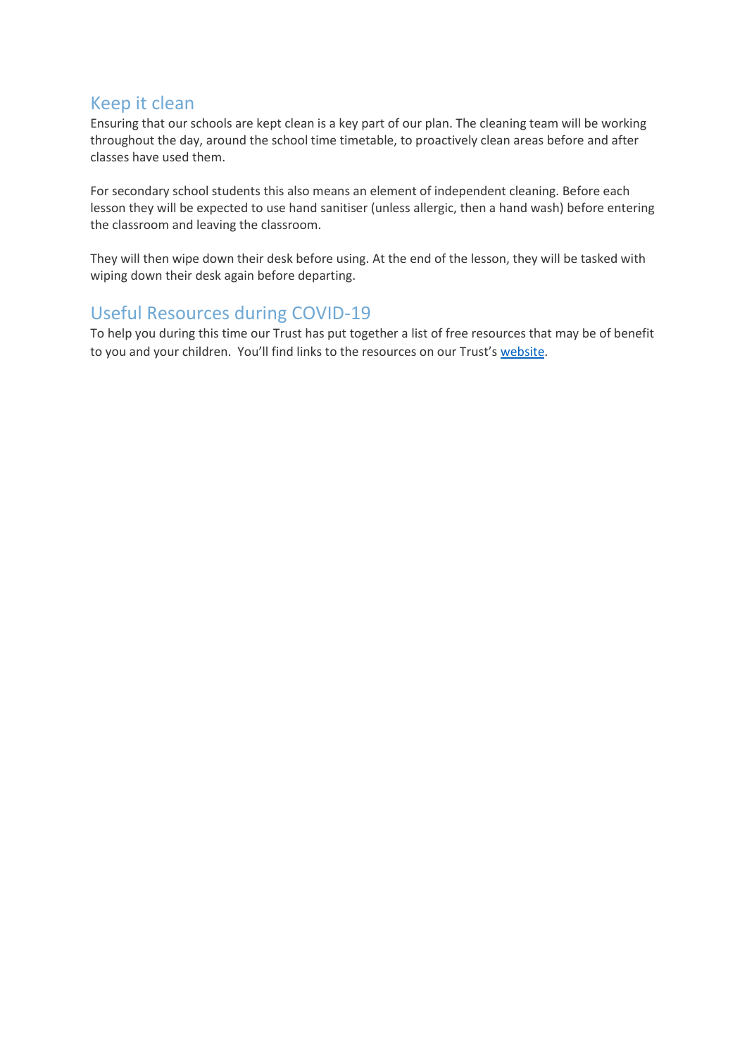## Keep it clean

Ensuring that our schools are kept clean is a key part of our plan. The cleaning team will be working throughout the day, around the school time timetable, to proactively clean areas before and after classes have used them.

For secondary school students this also means an element of independent cleaning. Before each lesson they will be expected to use hand sanitiser (unless allergic, then a hand wash) before entering the classroom and leaving the classroom.

They will then wipe down their desk before using. At the end of the lesson, they will be tasked with wiping down their desk again before departing.

## Useful Resources during COVID-19

To help you during this time our Trust has put together a list of free resources that may be of benefit to you and your children. You'll find links to the resources on our Trust's website.